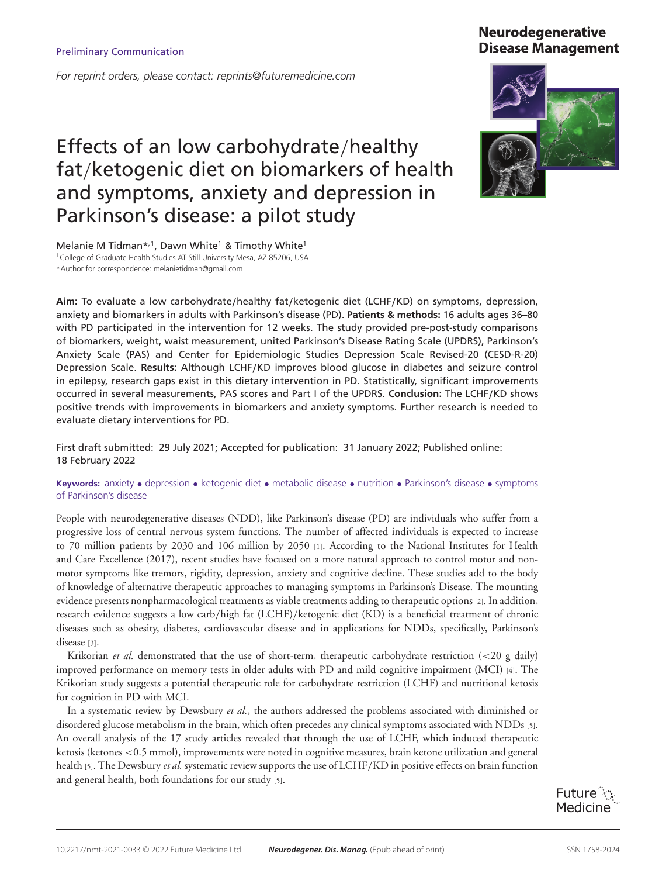Preliminary Communication

*For reprint orders, please contact: reprints@futuremedicine.com*

# Effects of an low carbohydrate/healthy fat/ketogenic diet on biomarkers of health and symptoms, anxiety and depression in Parkinson's disease: a pilot study

Melanie M Tidman*[,1], Dawn White[1] & Timothy White[1]

[1]College of Graduate Health Studies AT Still University Mesa, AZ 85206, USA

*Author for correspondence: melanietidman@gmail.com

**Aim:** To evaluate a low carbohydrate/healthy fat/ketogenic diet (LCHF/KD) on symptoms, depression, anxiety and biomarkers in adults with Parkinson's disease (PD). **Patients & methods:** 16 adults ages 36–80 with PD participated in the intervention for 12 weeks. The study provided pre-post-study comparisons of biomarkers, weight, waist measurement, united Parkinson's Disease Rating Scale (UPDRS), Parkinson's Anxiety Scale (PAS) and Center for Epidemiologic Studies Depression Scale Revised-20 (CESD-R-20) Depression Scale. **Results:** Although LCHF/KD improves blood glucose in diabetes and seizure control in epilepsy, research gaps exist in this dietary intervention in PD. Statistically, significant improvements occurred in several measurements, PAS scores and Part I of the UPDRS. **Conclusion:** The LCHF/KD shows positive trends with improvements in biomarkers and anxiety symptoms. Further research is needed to evaluate dietary interventions for PD.

First draft submitted: 29 July 2021; Accepted for publication: 31 January 2022; Published online: 18 February 2022

**Keywords:** anxiety • depression • ketogenic diet • metabolic disease • nutrition • Parkinson's disease • symptoms of Parkinson's disease

People with neurodegenerative diseases (NDD), like Parkinson's disease (PD) are individuals who suffer from a progressive loss of central nervous system functions. The number of affected individuals is expected to increase to 70 million patients by 2030 and 106 million by 2050 [1]. According to the National Institutes for Health and Care Excellence (2017), recent studies have focused on a more natural approach to control motor and non-motor symptoms like tremors, rigidity, depression, anxiety and cognitive decline. These studies add to the body of knowledge of alternative therapeutic approaches to managing symptoms in Parkinson's Disease. The mounting evidence presents nonpharmacological treatments as viable treatments adding to therapeutic options [2]. In addition, research evidence suggests a low carb/high fat (LCHF)/ketogenic diet (KD) is a beneficial treatment of chronic diseases such as obesity, diabetes, cardiovascular disease and in applications for NDDs, specifically, Parkinson's disease [3].

Krikorian *et al.* demonstrated that the use of short-term, therapeutic carbohydrate restriction (<20 g daily) improved performance on memory tests in older adults with PD and mild cognitive impairment (MCI) [4]. The Krikorian study suggests a potential therapeutic role for carbohydrate restriction (LCHF) and nutritional ketosis for cognition in PD with MCI.

In a systematic review by Dewsbury *et al.*, the authors addressed the problems associated with diminished or disordered glucose metabolism in the brain, which often precedes any clinical symptoms associated with NDDs [5]. An overall analysis of the 17 study articles revealed that through the use of LCHF, which induced therapeutic ketosis (ketones <0.5 mmol), improvements were noted in cognitive measures, brain ketone utilization and general health [5]. The Dewsbury *et al.* systematic review supports the use of LCHF/KD in positive effects on brain function and general health, both foundations for our study [5].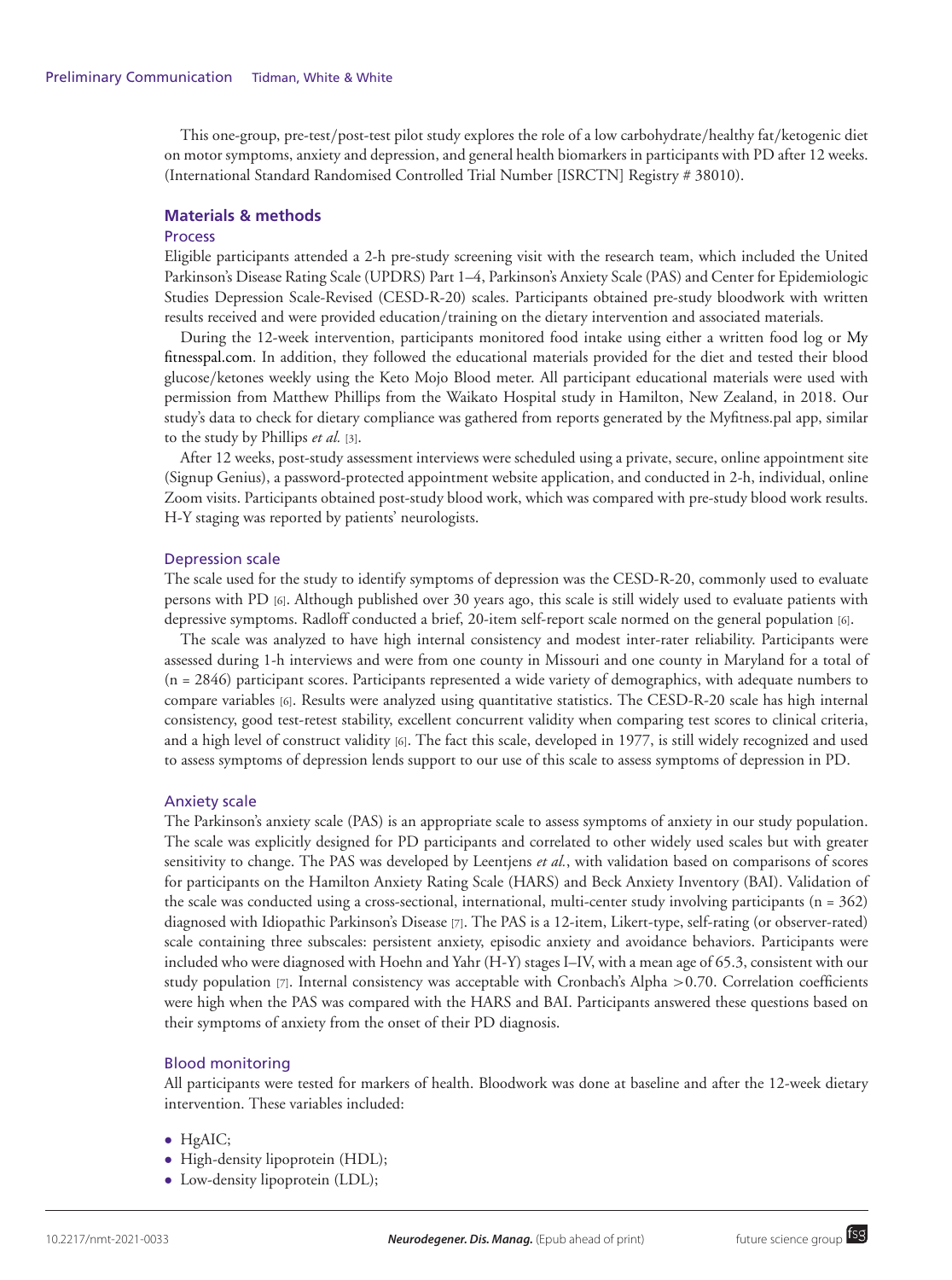This one-group, pre-test/post-test pilot study explores the role of a low carbohydrate/healthy fat/ketogenic diet on motor symptoms, anxiety and depression, and general health biomarkers in participants with PD after 12 weeks. (International Standard Randomised Controlled Trial Number [ISRCTN] Registry # 38010).

## Materials & methods

### Process

Eligible participants attended a 2-h pre-study screening visit with the research team, which included the United Parkinson's Disease Rating Scale (UPDRS) Part 1–4, Parkinson's Anxiety Scale (PAS) and Center for Epidemiologic Studies Depression Scale-Revised (CESD-R-20) scales. Participants obtained pre-study bloodwork with written results received and were provided education/training on the dietary intervention and associated materials.

During the 12-week intervention, participants monitored food intake using either a written food log or My fitnesspal.com. In addition, they followed the educational materials provided for the diet and tested their blood glucose/ketones weekly using the Keto Mojo Blood meter. All participant educational materials were used with permission from Matthew Phillips from the Waikato Hospital study in Hamilton, New Zealand, in 2018. Our study's data to check for dietary compliance was gathered from reports generated by the Myfitness.pal app, similar to the study by Phillips *et al.* [3].

After 12 weeks, post-study assessment interviews were scheduled using a private, secure, online appointment site (Signup Genius), a password-protected appointment website application, and conducted in 2-h, individual, online Zoom visits. Participants obtained post-study blood work, which was compared with pre-study blood work results. H-Y staging was reported by patients' neurologists.

### Depression scale

The scale used for the study to identify symptoms of depression was the CESD-R-20, commonly used to evaluate persons with PD [6]. Although published over 30 years ago, this scale is still widely used to evaluate patients with depressive symptoms. Radloff conducted a brief, 20-item self-report scale normed on the general population [6].

The scale was analyzed to have high internal consistency and modest inter-rater reliability. Participants were assessed during 1-h interviews and were from one county in Missouri and one county in Maryland for a total of (n = 2846) participant scores. Participants represented a wide variety of demographics, with adequate numbers to compare variables [6]. Results were analyzed using quantitative statistics. The CESD-R-20 scale has high internal consistency, good test-retest stability, excellent concurrent validity when comparing test scores to clinical criteria, and a high level of construct validity [6]. The fact this scale, developed in 1977, is still widely recognized and used to assess symptoms of depression lends support to our use of this scale to assess symptoms of depression in PD.

### Anxiety scale

The Parkinson's anxiety scale (PAS) is an appropriate scale to assess symptoms of anxiety in our study population. The scale was explicitly designed for PD participants and correlated to other widely used scales but with greater sensitivity to change. The PAS was developed by Leentjens *et al.*, with validation based on comparisons of scores for participants on the Hamilton Anxiety Rating Scale (HARS) and Beck Anxiety Inventory (BAI). Validation of the scale was conducted using a cross-sectional, international, multi-center study involving participants (n = 362) diagnosed with Idiopathic Parkinson's Disease [7]. The PAS is a 12-item, Likert-type, self-rating (or observer-rated) scale containing three subscales: persistent anxiety, episodic anxiety and avoidance behaviors. Participants were included who were diagnosed with Hoehn and Yahr (H-Y) stages I–IV, with a mean age of 65.3, consistent with our study population [7]. Internal consistency was acceptable with Cronbach's Alpha >0.70. Correlation coefficients were high when the PAS was compared with the HARS and BAI. Participants answered these questions based on their symptoms of anxiety from the onset of their PD diagnosis.

### Blood monitoring

All participants were tested for markers of health. Bloodwork was done at baseline and after the 12-week dietary intervention. These variables included:

- HgAIC;
- High-density lipoprotein (HDL);
- Low-density lipoprotein (LDL);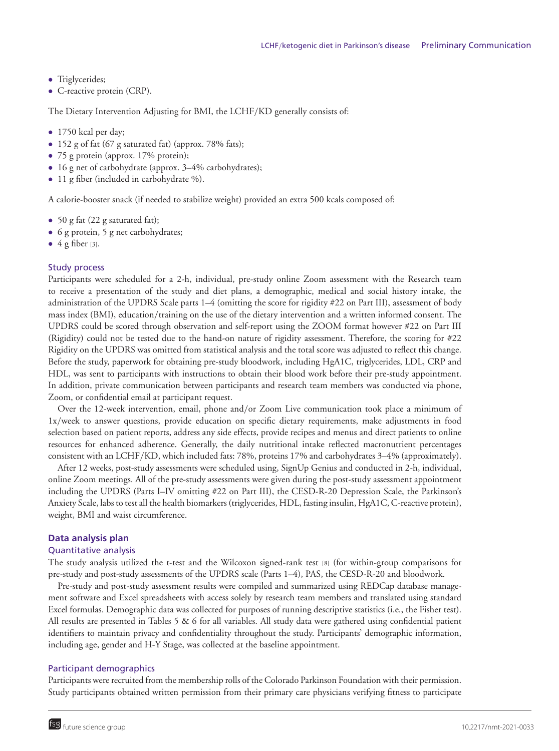- Triglycerides;
- C-reactive protein (CRP).

The Dietary Intervention Adjusting for BMI, the LCHF/KD generally consists of:

- 1750 kcal per day;
- 152 g of fat (67 g saturated fat) (approx. 78% fats);
- 75 g protein (approx. 17% protein);
- 16 g net of carbohydrate (approx. 3–4% carbohydrates);
- 11 g fiber (included in carbohydrate %).

A calorie-booster snack (if needed to stabilize weight) provided an extra 500 kcals composed of:

- 50 g fat (22 g saturated fat);
- 6 g protein, 5 g net carbohydrates;
- 4 g fiber [3].

### Study process

Participants were scheduled for a 2-h, individual, pre-study online Zoom assessment with the Research team to receive a presentation of the study and diet plans, a demographic, medical and social history intake, the administration of the UPDRS Scale parts 1–4 (omitting the score for rigidity #22 on Part III), assessment of body mass index (BMI), education/training on the use of the dietary intervention and a written informed consent. The UPDRS could be scored through observation and self-report using the ZOOM format however #22 on Part III (Rigidity) could not be tested due to the hand-on nature of rigidity assessment. Therefore, the scoring for #22 Rigidity on the UPDRS was omitted from statistical analysis and the total score was adjusted to reflect this change. Before the study, paperwork for obtaining pre-study bloodwork, including HgA1C, triglycerides, LDL, CRP and HDL, was sent to participants with instructions to obtain their blood work before their pre-study appointment. In addition, private communication between participants and research team members was conducted via phone, Zoom, or confidential email at participant request.

Over the 12-week intervention, email, phone and/or Zoom Live communication took place a minimum of 1x/week to answer questions, provide education on specific dietary requirements, make adjustments in food selection based on patient reports, address any side effects, provide recipes and menus and direct patients to online resources for enhanced adherence. Generally, the daily nutritional intake reflected macronutrient percentages consistent with an LCHF/KD, which included fats: 78%, proteins 17% and carbohydrates 3–4% (approximately).

After 12 weeks, post-study assessments were scheduled using, SignUp Genius and conducted in 2-h, individual, online Zoom meetings. All of the pre-study assessments were given during the post-study assessment appointment including the UPDRS (Parts I–IV omitting #22 on Part III), the CESD-R-20 Depression Scale, the Parkinson's Anxiety Scale, labs to test all the health biomarkers (triglycerides, HDL, fasting insulin, HgA1C, C-reactive protein), weight, BMI and waist circumference.

## Data analysis plan

### Quantitative analysis

The study analysis utilized the t-test and the Wilcoxon signed-rank test [8] (for within-group comparisons for pre-study and post-study assessments of the UPDRS scale (Parts 1–4), PAS, the CESD-R-20 and bloodwork.

Pre-study and post-study assessment results were compiled and summarized using REDCap database management software and Excel spreadsheets with access solely by research team members and translated using standard Excel formulas. Demographic data was collected for purposes of running descriptive statistics (i.e., the Fisher test). All results are presented in Tables 5 & 6 for all variables. All study data were gathered using confidential patient identifiers to maintain privacy and confidentiality throughout the study. Participants' demographic information, including age, gender and H-Y Stage, was collected at the baseline appointment.

### Participant demographics

Participants were recruited from the membership rolls of the Colorado Parkinson Foundation with their permission. Study participants obtained written permission from their primary care physicians verifying fitness to participate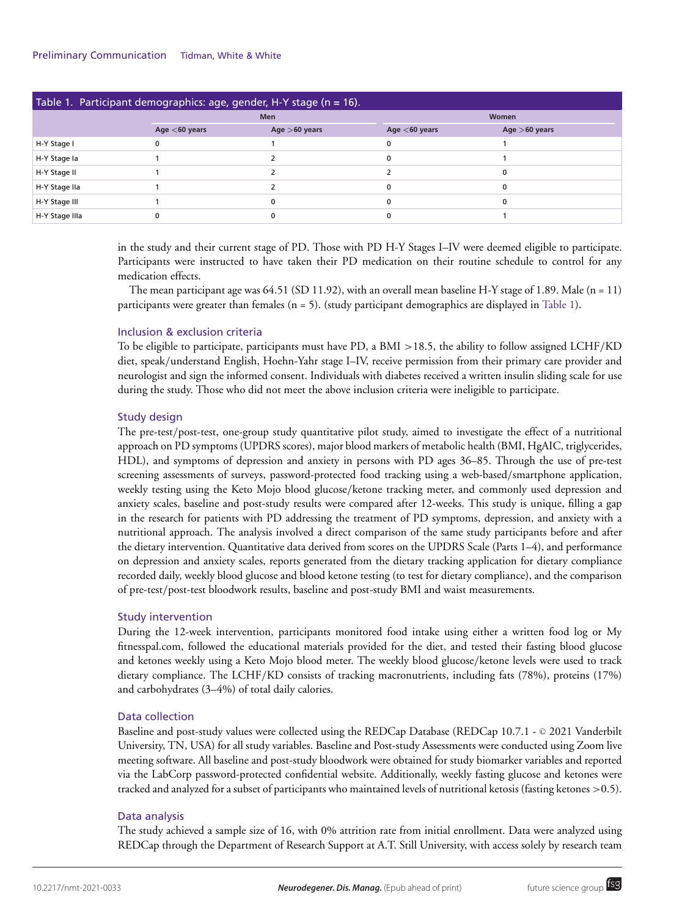**Table 1. Participant demographics: age, gender, H-Y stage (n = 16).**

| | Men | | Women | |
|---|---|---|---|---|
| | Age <60 years | Age >60 years | Age <60 years | Age >60 years |
| H-Y Stage I | 0 | 1 | 0 | 1 |
| H-Y Stage Ia | 1 | 2 | 0 | 1 |
| H-Y Stage II | 1 | 2 | 2 | 0 |
| H-Y Stage IIa | 1 | 2 | 0 | 0 |
| H-Y Stage III | 1 | 0 | 0 | 0 |
| H-Y Stage IIIa | 0 | 0 | 0 | 1 |

in the study and their current stage of PD. Those with PD H-Y Stages I–IV were deemed eligible to participate. Participants were instructed to have taken their PD medication on their routine schedule to control for any medication effects.

The mean participant age was 64.51 (SD 11.92), with an overall mean baseline H-Y stage of 1.89. Male (n = 11) participants were greater than females (n = 5). (study participant demographics are displayed in Table 1).

### Inclusion & exclusion criteria

To be eligible to participate, participants must have PD, a BMI >18.5, the ability to follow assigned LCHF/KD diet, speak/understand English, Hoehn-Yahr stage I–IV, receive permission from their primary care provider and neurologist and sign the informed consent. Individuals with diabetes received a written insulin sliding scale for use during the study. Those who did not meet the above inclusion criteria were ineligible to participate.

### Study design

The pre-test/post-test, one-group study quantitative pilot study, aimed to investigate the effect of a nutritional approach on PD symptoms (UPDRS scores), major blood markers of metabolic health (BMI, HgAIC, triglycerides, HDL), and symptoms of depression and anxiety in persons with PD ages 36–85. Through the use of pre-test screening assessments of surveys, password-protected food tracking using a web-based/smartphone application, weekly testing using the Keto Mojo blood glucose/ketone tracking meter, and commonly used depression and anxiety scales, baseline and post-study results were compared after 12-weeks. This study is unique, filling a gap in the research for patients with PD addressing the treatment of PD symptoms, depression, and anxiety with a nutritional approach. The analysis involved a direct comparison of the same study participants before and after the dietary intervention. Quantitative data derived from scores on the UPDRS Scale (Parts 1–4), and performance on depression and anxiety scales, reports generated from the dietary tracking application for dietary compliance recorded daily, weekly blood glucose and blood ketone testing (to test for dietary compliance), and the comparison of pre-test/post-test bloodwork results, baseline and post-study BMI and waist measurements.

### Study intervention

During the 12-week intervention, participants monitored food intake using either a written food log or My fitnesspal.com, followed the educational materials provided for the diet, and tested their fasting blood glucose and ketones weekly using a Keto Mojo blood meter. The weekly blood glucose/ketone levels were used to track dietary compliance. The LCHF/KD consists of tracking macronutrients, including fats (78%), proteins (17%) and carbohydrates (3–4%) of total daily calories.

### Data collection

Baseline and post-study values were collected using the REDCap Database (REDCap 10.7.1 - © 2021 Vanderbilt University, TN, USA) for all study variables. Baseline and Post-study Assessments were conducted using Zoom live meeting software. All baseline and post-study bloodwork were obtained for study biomarker variables and reported via the LabCorp password-protected confidential website. Additionally, weekly fasting glucose and ketones were tracked and analyzed for a subset of participants who maintained levels of nutritional ketosis (fasting ketones >0.5).

### Data analysis

The study achieved a sample size of 16, with 0% attrition rate from initial enrollment. Data were analyzed using REDCap through the Department of Research Support at A.T. Still University, with access solely by research team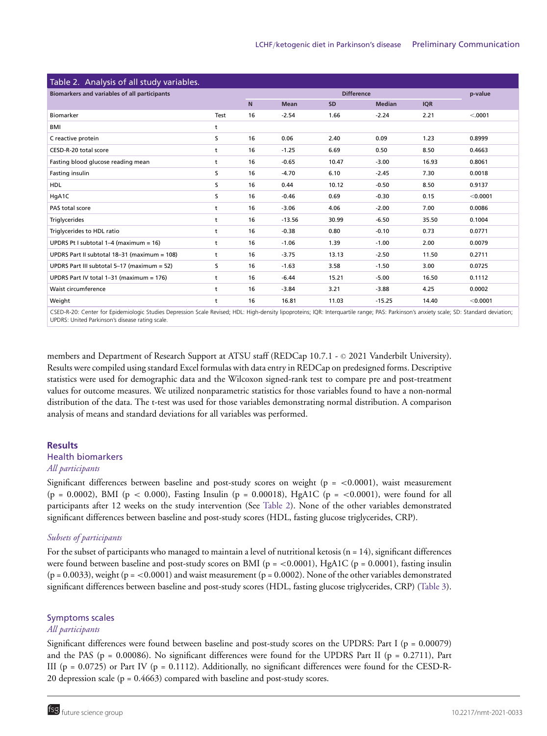Table 2. Analysis of all study variables.

| Biomarkers and variables of all participants | | Difference | | | | | p-value |
|---|---|---|---|---|---|---|---|
| | | N | Mean | SD | Median | IQR | |
| Biomarker | Test | 16 | -2.54 | 1.66 | -2.24 | 2.21 | <.0001 |
| BMI | t | | | | | | |
| C reactive protein | S | 16 | 0.06 | 2.40 | 0.09 | 1.23 | 0.8999 |
| CESD-R-20 total score | t | 16 | -1.25 | 6.69 | 0.50 | 8.50 | 0.4663 |
| Fasting blood glucose reading mean | t | 16 | -0.65 | 10.47 | -3.00 | 16.93 | 0.8061 |
| Fasting insulin | S | 16 | -4.70 | 6.10 | -2.45 | 7.30 | 0.0018 |
| HDL | S | 16 | 0.44 | 10.12 | -0.50 | 8.50 | 0.9137 |
| HgA1C | S | 16 | -0.46 | 0.69 | -0.30 | 0.15 | <0.0001 |
| PAS total score | t | 16 | -3.06 | 4.06 | -2.00 | 7.00 | 0.0086 |
| Triglycerides | t | 16 | -13.56 | 30.99 | -6.50 | 35.50 | 0.1004 |
| Triglycerides to HDL ratio | t | 16 | -0.38 | 0.80 | -0.10 | 0.73 | 0.0771 |
| UPDRS Pt I subtotal 1–4 (maximum = 16) | t | 16 | -1.06 | 1.39 | -1.00 | 2.00 | 0.0079 |
| UPDRS Part II subtotal 18–31 (maximum = 108) | t | 16 | -3.75 | 13.13 | -2.50 | 11.50 | 0.2711 |
| UPDRS Part III subtotal 5–17 (maximum = 52) | S | 16 | -1.63 | 3.58 | -1.50 | 3.00 | 0.0725 |
| UPDRS Part IV total 1–31 (maximum = 176) | t | 16 | -6.44 | 15.21 | -5.00 | 16.50 | 0.1112 |
| Waist circumference | t | 16 | -3.84 | 3.21 | -3.88 | 4.25 | 0.0002 |
| Weight | t | 16 | 16.81 | 11.03 | -15.25 | 14.40 | <0.0001 |

CSED-R-20: Center for Epidemiologic Studies Depression Scale Revised; HDL: High-density lipoproteins; IQR: Interquartile range; PAS: Parkinson's anxiety scale; SD: Standard deviation; UPDRS: United Parkinson's disease rating scale.

members and Department of Research Support at ATSU staff (REDCap 10.7.1 - © 2021 Vanderbilt University). Results were compiled using standard Excel formulas with data entry in REDCap on predesigned forms. Descriptive statistics were used for demographic data and the Wilcoxon signed-rank test to compare pre and post-treatment values for outcome measures. We utilized nonparametric statistics for those variables found to have a non-normal distribution of the data. The t-test was used for those variables demonstrating normal distribution. A comparison analysis of means and standard deviations for all variables was performed.

## Results

### Health biomarkers

#### *All participants*

Significant differences between baseline and post-study scores on weight ($p = <0.0001$), waist measurement ($p = 0.0002$), BMI ($p < 0.000$), Fasting Insulin ($p = 0.00018$), HgA1C ($p = <0.0001$), were found for all participants after 12 weeks on the study intervention (See Table 2). None of the other variables demonstrated significant differences between baseline and post-study scores (HDL, fasting glucose triglycerides, CRP).

#### *Subsets of participants*

For the subset of participants who managed to maintain a level of nutritional ketosis (n = 14), significant differences were found between baseline and post-study scores on BMI ($p = <0.0001$), HgA1C ($p = 0.0001$), fasting insulin ($p = 0.0033$), weight ($p = <0.0001$) and waist measurement ($p = 0.0002$). None of the other variables demonstrated significant differences between baseline and post-study scores (HDL, fasting glucose triglycerides, CRP) (Table 3).

### Symptoms scales

#### *All participants*

Significant differences were found between baseline and post-study scores on the UPDRS: Part I ($p = 0.00079$) and the PAS ($p = 0.00086$). No significant differences were found for the UPDRS Part II ($p = 0.2711$), Part III ($p = 0.0725$) or Part IV ($p = 0.1112$). Additionally, no significant differences were found for the CESD-R-20 depression scale ($p = 0.4663$) compared with baseline and post-study scores.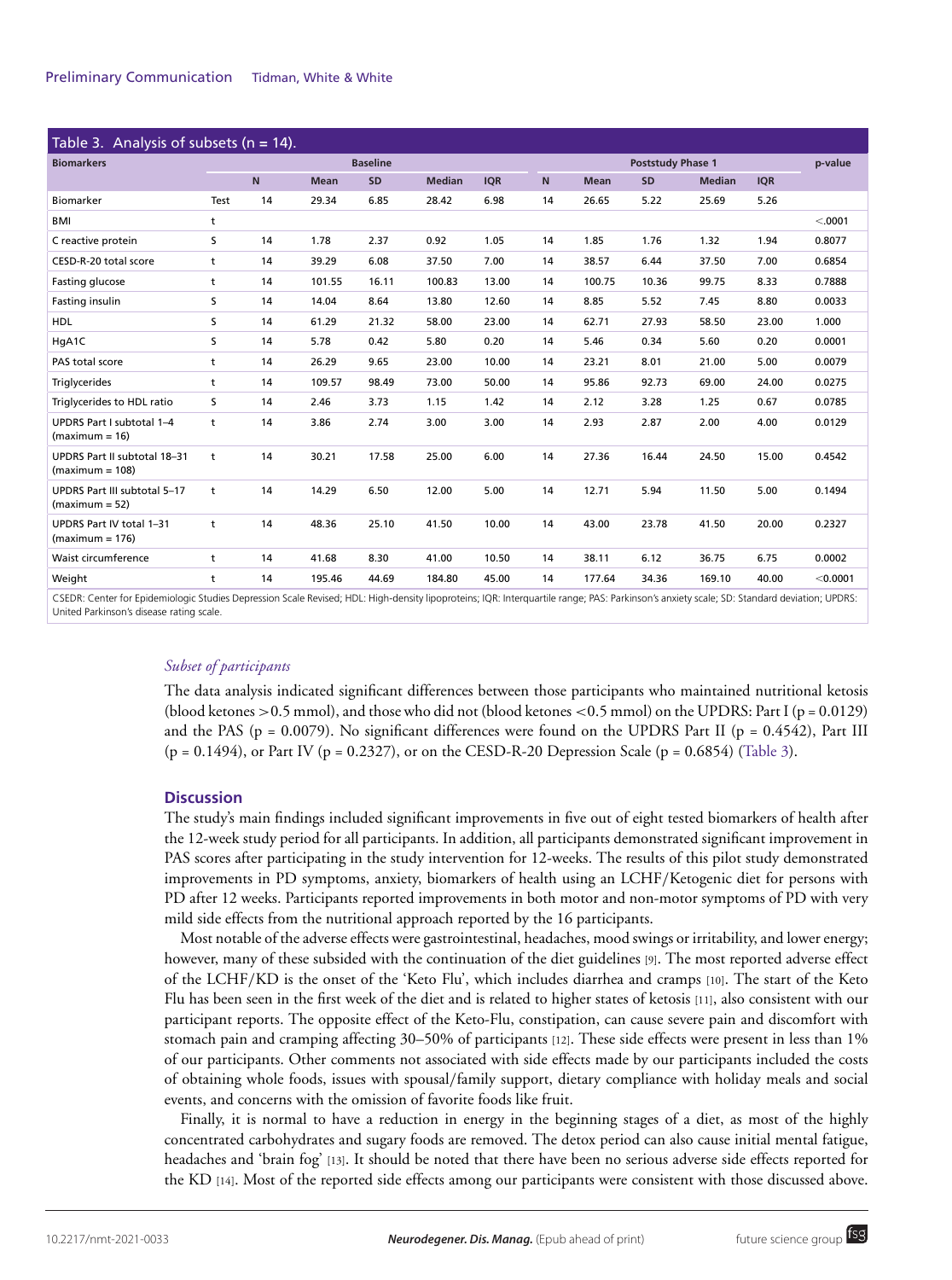Table 3. Analysis of subsets (n = 14).

| Biomarkers | | Baseline | | | | | Poststudy Phase 1 | | | | | p-value |
|---|---|---|---|---|---|---|---|---|---|---|---|---|
| | | N | Mean | SD | Median | IQR | N | Mean | SD | Median | IQR | |
| Biomarker | Test | 14 | 29.34 | 6.85 | 28.42 | 6.98 | 14 | 26.65 | 5.22 | 25.69 | 5.26 | |
| BMI | t | | | | | | | | | | | <.0001 |
| C reactive protein | S | 14 | 1.78 | 2.37 | 0.92 | 1.05 | 14 | 1.85 | 1.76 | 1.32 | 1.94 | 0.8077 |
| CESD-R-20 total score | t | 14 | 39.29 | 6.08 | 37.50 | 7.00 | 14 | 38.57 | 6.44 | 37.50 | 7.00 | 0.6854 |
| Fasting glucose | t | 14 | 101.55 | 16.11 | 100.83 | 13.00 | 14 | 100.75 | 10.36 | 99.75 | 8.33 | 0.7888 |
| Fasting insulin | S | 14 | 14.04 | 8.64 | 13.80 | 12.60 | 14 | 8.85 | 5.52 | 7.45 | 8.80 | 0.0033 |
| HDL | S | 14 | 61.29 | 21.32 | 58.00 | 23.00 | 14 | 62.71 | 27.93 | 58.50 | 23.00 | 1.000 |
| HgA1C | S | 14 | 5.78 | 0.42 | 5.80 | 0.20 | 14 | 5.46 | 0.34 | 5.60 | 0.20 | 0.0001 |
| PAS total score | t | 14 | 26.29 | 9.65 | 23.00 | 10.00 | 14 | 23.21 | 8.01 | 21.00 | 5.00 | 0.0079 |
| Triglycerides | t | 14 | 109.57 | 98.49 | 73.00 | 50.00 | 14 | 95.86 | 92.73 | 69.00 | 24.00 | 0.0275 |
| Triglycerides to HDL ratio | S | 14 | 2.46 | 3.73 | 1.15 | 1.42 | 14 | 2.12 | 3.28 | 1.25 | 0.67 | 0.0785 |
| UPDRS Part I subtotal 1–4 (maximum = 16) | t | 14 | 3.86 | 2.74 | 3.00 | 3.00 | 14 | 2.93 | 2.87 | 2.00 | 4.00 | 0.0129 |
| UPDRS Part II subtotal 18–31 (maximum = 108) | t | 14 | 30.21 | 17.58 | 25.00 | 6.00 | 14 | 27.36 | 16.44 | 24.50 | 15.00 | 0.4542 |
| UPDRS Part III subtotal 5–17 (maximum = 52) | t | 14 | 14.29 | 6.50 | 12.00 | 5.00 | 14 | 12.71 | 5.94 | 11.50 | 5.00 | 0.1494 |
| UPDRS Part IV total 1–31 (maximum = 176) | t | 14 | 48.36 | 25.10 | 41.50 | 10.00 | 14 | 43.00 | 23.78 | 41.50 | 20.00 | 0.2327 |
| Waist circumference | t | 14 | 41.68 | 8.30 | 41.00 | 10.50 | 14 | 38.11 | 6.12 | 36.75 | 6.75 | 0.0002 |
| Weight | t | 14 | 195.46 | 44.69 | 184.80 | 45.00 | 14 | 177.64 | 34.36 | 169.10 | 40.00 | <0.0001 |

CSEDR: Center for Epidemiologic Studies Depression Scale Revised; HDL: High-density lipoproteins; IQR: Interquartile range; PAS: Parkinson's anxiety scale; SD: Standard deviation; UPDRS: United Parkinson's disease rating scale.

### *Subset of participants*

The data analysis indicated significant differences between those participants who maintained nutritional ketosis (blood ketones >0.5 mmol), and those who did not (blood ketones <0.5 mmol) on the UPDRS: Part I (p = 0.0129) and the PAS (p = 0.0079). No significant differences were found on the UPDRS Part II (p = 0.4542), Part III (p = 0.1494), or Part IV (p = 0.2327), or on the CESD-R-20 Depression Scale (p = 0.6854) (Table 3).

## Discussion

The study's main findings included significant improvements in five out of eight tested biomarkers of health after the 12-week study period for all participants. In addition, all participants demonstrated significant improvement in PAS scores after participating in the study intervention for 12-weeks. The results of this pilot study demonstrated improvements in PD symptoms, anxiety, biomarkers of health using an LCHF/Ketogenic diet for persons with PD after 12 weeks. Participants reported improvements in both motor and non-motor symptoms of PD with very mild side effects from the nutritional approach reported by the 16 participants.

Most notable of the adverse effects were gastrointestinal, headaches, mood swings or irritability, and lower energy; however, many of these subsided with the continuation of the diet guidelines [9]. The most reported adverse effect of the LCHF/KD is the onset of the 'Keto Flu', which includes diarrhea and cramps [10]. The start of the Keto Flu has been seen in the first week of the diet and is related to higher states of ketosis [11], also consistent with our participant reports. The opposite effect of the Keto-Flu, constipation, can cause severe pain and discomfort with stomach pain and cramping affecting 30–50% of participants [12]. These side effects were present in less than 1% of our participants. Other comments not associated with side effects made by our participants included the costs of obtaining whole foods, issues with spousal/family support, dietary compliance with holiday meals and social events, and concerns with the omission of favorite foods like fruit.

Finally, it is normal to have a reduction in energy in the beginning stages of a diet, as most of the highly concentrated carbohydrates and sugary foods are removed. The detox period can also cause initial mental fatigue, headaches and 'brain fog' [13]. It should be noted that there have been no serious adverse side effects reported for the KD [14]. Most of the reported side effects among our participants were consistent with those discussed above.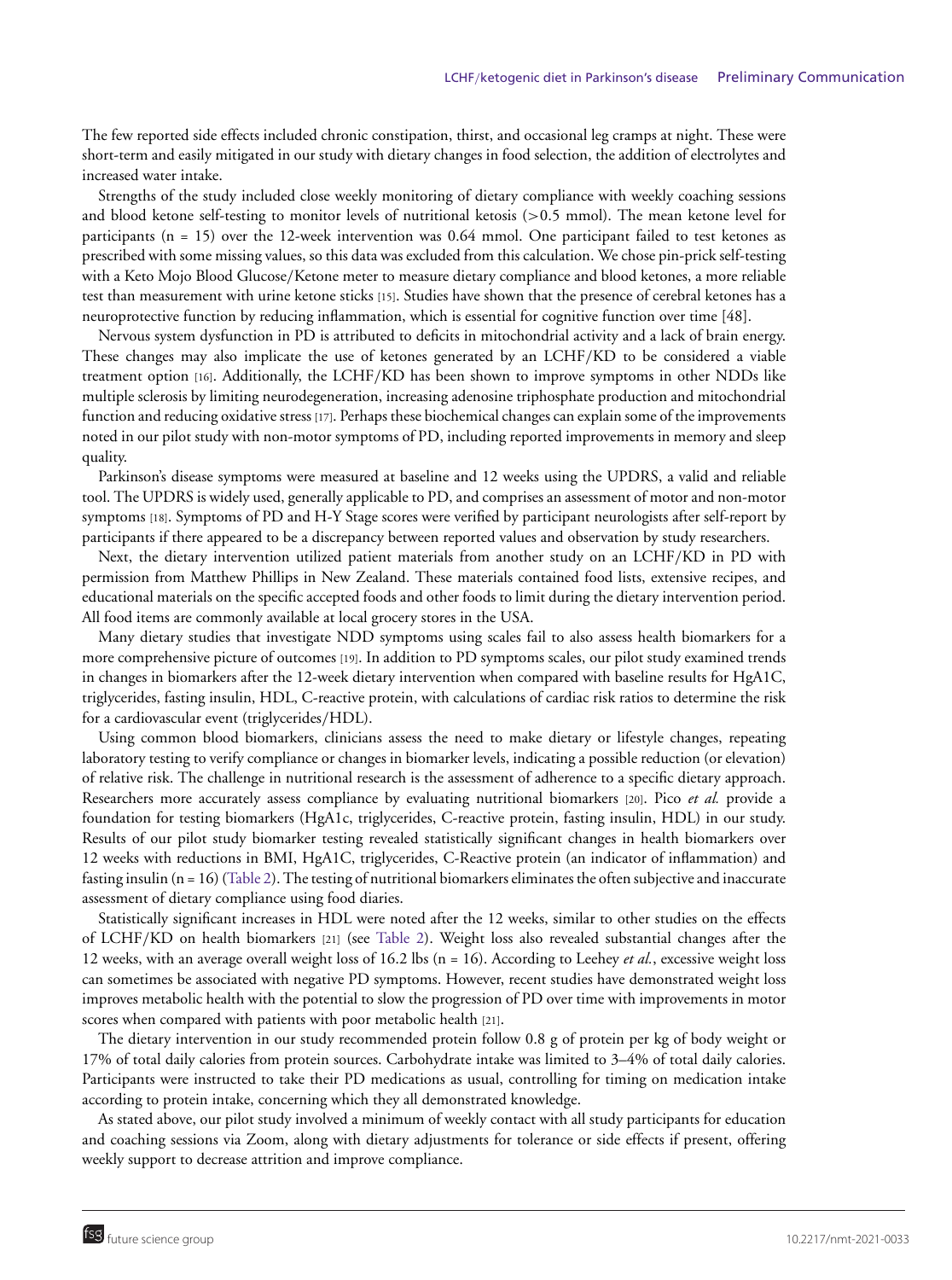The few reported side effects included chronic constipation, thirst, and occasional leg cramps at night. These were short-term and easily mitigated in our study with dietary changes in food selection, the addition of electrolytes and increased water intake.

Strengths of the study included close weekly monitoring of dietary compliance with weekly coaching sessions and blood ketone self-testing to monitor levels of nutritional ketosis (>0.5 mmol). The mean ketone level for participants (n = 15) over the 12-week intervention was 0.64 mmol. One participant failed to test ketones as prescribed with some missing values, so this data was excluded from this calculation. We chose pin-prick self-testing with a Keto Mojo Blood Glucose/Ketone meter to measure dietary compliance and blood ketones, a more reliable test than measurement with urine ketone sticks [15]. Studies have shown that the presence of cerebral ketones has a neuroprotective function by reducing inflammation, which is essential for cognitive function over time [48].

Nervous system dysfunction in PD is attributed to deficits in mitochondrial activity and a lack of brain energy. These changes may also implicate the use of ketones generated by an LCHF/KD to be considered a viable treatment option [16]. Additionally, the LCHF/KD has been shown to improve symptoms in other NDDs like multiple sclerosis by limiting neurodegeneration, increasing adenosine triphosphate production and mitochondrial function and reducing oxidative stress [17]. Perhaps these biochemical changes can explain some of the improvements noted in our pilot study with non-motor symptoms of PD, including reported improvements in memory and sleep quality.

Parkinson's disease symptoms were measured at baseline and 12 weeks using the UPDRS, a valid and reliable tool. The UPDRS is widely used, generally applicable to PD, and comprises an assessment of motor and non-motor symptoms [18]. Symptoms of PD and H-Y Stage scores were verified by participant neurologists after self-report by participants if there appeared to be a discrepancy between reported values and observation by study researchers.

Next, the dietary intervention utilized patient materials from another study on an LCHF/KD in PD with permission from Matthew Phillips in New Zealand. These materials contained food lists, extensive recipes, and educational materials on the specific accepted foods and other foods to limit during the dietary intervention period. All food items are commonly available at local grocery stores in the USA.

Many dietary studies that investigate NDD symptoms using scales fail to also assess health biomarkers for a more comprehensive picture of outcomes [19]. In addition to PD symptoms scales, our pilot study examined trends in changes in biomarkers after the 12-week dietary intervention when compared with baseline results for HgA1C, triglycerides, fasting insulin, HDL, C-reactive protein, with calculations of cardiac risk ratios to determine the risk for a cardiovascular event (triglycerides/HDL).

Using common blood biomarkers, clinicians assess the need to make dietary or lifestyle changes, repeating laboratory testing to verify compliance or changes in biomarker levels, indicating a possible reduction (or elevation) of relative risk. The challenge in nutritional research is the assessment of adherence to a specific dietary approach. Researchers more accurately assess compliance by evaluating nutritional biomarkers [20]. Pico *et al.* provide a foundation for testing biomarkers (HgA1c, triglycerides, C-reactive protein, fasting insulin, HDL) in our study. Results of our pilot study biomarker testing revealed statistically significant changes in health biomarkers over 12 weeks with reductions in BMI, HgA1C, triglycerides, C-Reactive protein (an indicator of inflammation) and fasting insulin (n = 16) (Table 2). The testing of nutritional biomarkers eliminates the often subjective and inaccurate assessment of dietary compliance using food diaries.

Statistically significant increases in HDL were noted after the 12 weeks, similar to other studies on the effects of LCHF/KD on health biomarkers [21] (see Table 2). Weight loss also revealed substantial changes after the 12 weeks, with an average overall weight loss of 16.2 lbs (n = 16). According to Leehey *et al.*, excessive weight loss can sometimes be associated with negative PD symptoms. However, recent studies have demonstrated weight loss improves metabolic health with the potential to slow the progression of PD over time with improvements in motor scores when compared with patients with poor metabolic health [21].

The dietary intervention in our study recommended protein follow 0.8 g of protein per kg of body weight or 17% of total daily calories from protein sources. Carbohydrate intake was limited to 3–4% of total daily calories. Participants were instructed to take their PD medications as usual, controlling for timing on medication intake according to protein intake, concerning which they all demonstrated knowledge.

As stated above, our pilot study involved a minimum of weekly contact with all study participants for education and coaching sessions via Zoom, along with dietary adjustments for tolerance or side effects if present, offering weekly support to decrease attrition and improve compliance.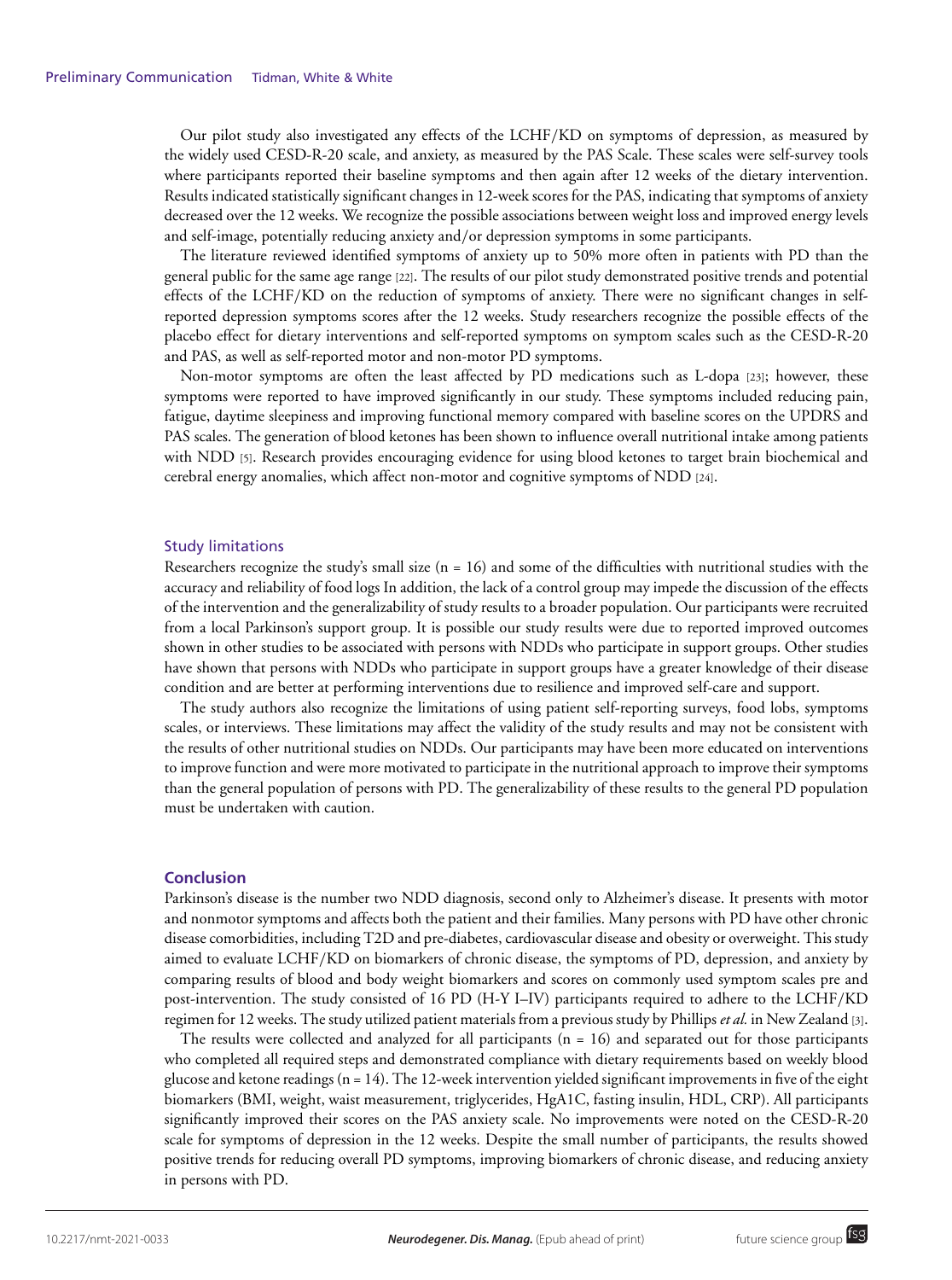Our pilot study also investigated any effects of the LCHF/KD on symptoms of depression, as measured by the widely used CESD-R-20 scale, and anxiety, as measured by the PAS Scale. These scales were self-survey tools where participants reported their baseline symptoms and then again after 12 weeks of the dietary intervention. Results indicated statistically significant changes in 12-week scores for the PAS, indicating that symptoms of anxiety decreased over the 12 weeks. We recognize the possible associations between weight loss and improved energy levels and self-image, potentially reducing anxiety and/or depression symptoms in some participants.

The literature reviewed identified symptoms of anxiety up to 50% more often in patients with PD than the general public for the same age range [22]. The results of our pilot study demonstrated positive trends and potential effects of the LCHF/KD on the reduction of symptoms of anxiety. There were no significant changes in self-reported depression symptoms scores after the 12 weeks. Study researchers recognize the possible effects of the placebo effect for dietary interventions and self-reported symptoms on symptom scales such as the CESD-R-20 and PAS, as well as self-reported motor and non-motor PD symptoms.

Non-motor symptoms are often the least affected by PD medications such as L-dopa [23]; however, these symptoms were reported to have improved significantly in our study. These symptoms included reducing pain, fatigue, daytime sleepiness and improving functional memory compared with baseline scores on the UPDRS and PAS scales. The generation of blood ketones has been shown to influence overall nutritional intake among patients with NDD [5]. Research provides encouraging evidence for using blood ketones to target brain biochemical and cerebral energy anomalies, which affect non-motor and cognitive symptoms of NDD [24].

### Study limitations

Researchers recognize the study's small size (n = 16) and some of the difficulties with nutritional studies with the accuracy and reliability of food logs In addition, the lack of a control group may impede the discussion of the effects of the intervention and the generalizability of study results to a broader population. Our participants were recruited from a local Parkinson's support group. It is possible our study results were due to reported improved outcomes shown in other studies to be associated with persons with NDDs who participate in support groups. Other studies have shown that persons with NDDs who participate in support groups have a greater knowledge of their disease condition and are better at performing interventions due to resilience and improved self-care and support.

The study authors also recognize the limitations of using patient self-reporting surveys, food lobs, symptoms scales, or interviews. These limitations may affect the validity of the study results and may not be consistent with the results of other nutritional studies on NDDs. Our participants may have been more educated on interventions to improve function and were more motivated to participate in the nutritional approach to improve their symptoms than the general population of persons with PD. The generalizability of these results to the general PD population must be undertaken with caution.

## Conclusion

Parkinson's disease is the number two NDD diagnosis, second only to Alzheimer's disease. It presents with motor and nonmotor symptoms and affects both the patient and their families. Many persons with PD have other chronic disease comorbidities, including T2D and pre-diabetes, cardiovascular disease and obesity or overweight. This study aimed to evaluate LCHF/KD on biomarkers of chronic disease, the symptoms of PD, depression, and anxiety by comparing results of blood and body weight biomarkers and scores on commonly used symptom scales pre and post-intervention. The study consisted of 16 PD (H-Y I–IV) participants required to adhere to the LCHF/KD regimen for 12 weeks. The study utilized patient materials from a previous study by Phillips *et al.* in New Zealand [3].

The results were collected and analyzed for all participants (n = 16) and separated out for those participants who completed all required steps and demonstrated compliance with dietary requirements based on weekly blood glucose and ketone readings (n = 14). The 12-week intervention yielded significant improvements in five of the eight biomarkers (BMI, weight, waist measurement, triglycerides, HgA1C, fasting insulin, HDL, CRP). All participants significantly improved their scores on the PAS anxiety scale. No improvements were noted on the CESD-R-20 scale for symptoms of depression in the 12 weeks. Despite the small number of participants, the results showed positive trends for reducing overall PD symptoms, improving biomarkers of chronic disease, and reducing anxiety in persons with PD.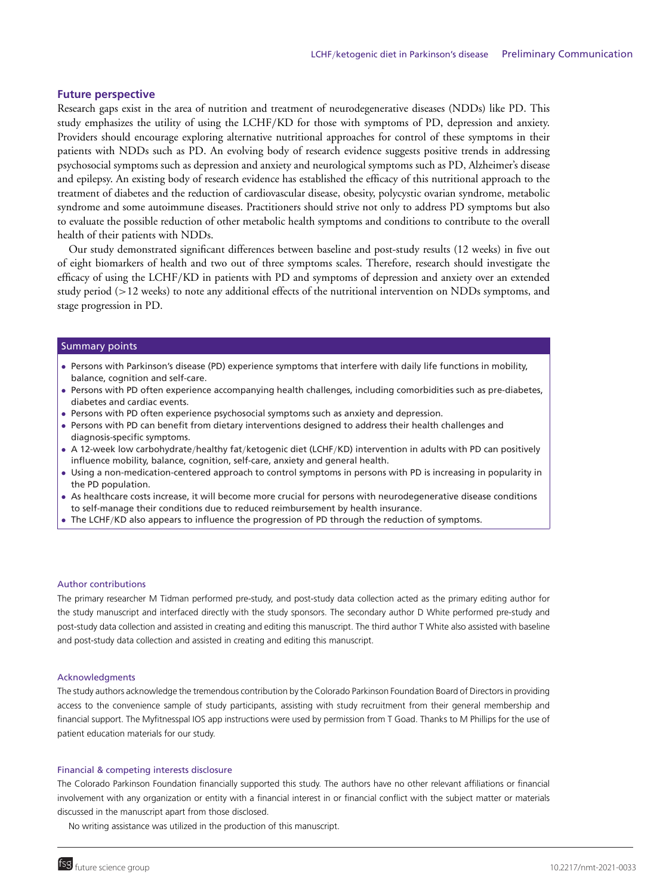## Future perspective

Research gaps exist in the area of nutrition and treatment of neurodegenerative diseases (NDDs) like PD. This study emphasizes the utility of using the LCHF/KD for those with symptoms of PD, depression and anxiety. Providers should encourage exploring alternative nutritional approaches for control of these symptoms in their patients with NDDs such as PD. An evolving body of research evidence suggests positive trends in addressing psychosocial symptoms such as depression and anxiety and neurological symptoms such as PD, Alzheimer's disease and epilepsy. An existing body of research evidence has established the efficacy of this nutritional approach to the treatment of diabetes and the reduction of cardiovascular disease, obesity, polycystic ovarian syndrome, metabolic syndrome and some autoimmune diseases. Practitioners should strive not only to address PD symptoms but also to evaluate the possible reduction of other metabolic health symptoms and conditions to contribute to the overall health of their patients with NDDs.

Our study demonstrated significant differences between baseline and post-study results (12 weeks) in five out of eight biomarkers of health and two out of three symptoms scales. Therefore, research should investigate the efficacy of using the LCHF/KD in patients with PD and symptoms of depression and anxiety over an extended study period (>12 weeks) to note any additional effects of the nutritional intervention on NDDs symptoms, and stage progression in PD.

### Summary points

- Persons with Parkinson's disease (PD) experience symptoms that interfere with daily life functions in mobility, balance, cognition and self-care.
- Persons with PD often experience accompanying health challenges, including comorbidities such as pre-diabetes, diabetes and cardiac events.
- Persons with PD often experience psychosocial symptoms such as anxiety and depression.
- Persons with PD can benefit from dietary interventions designed to address their health challenges and diagnosis-specific symptoms.
- A 12-week low carbohydrate/healthy fat/ketogenic diet (LCHF/KD) intervention in adults with PD can positively influence mobility, balance, cognition, self-care, anxiety and general health.
- Using a non-medication-centered approach to control symptoms in persons with PD is increasing in popularity in the PD population.
- As healthcare costs increase, it will become more crucial for persons with neurodegenerative disease conditions to self-manage their conditions due to reduced reimbursement by health insurance.
- The LCHF/KD also appears to influence the progression of PD through the reduction of symptoms.

#### Author contributions

The primary researcher M Tidman performed pre-study, and post-study data collection acted as the primary editing author for the study manuscript and interfaced directly with the study sponsors. The secondary author D White performed pre-study and post-study data collection and assisted in creating and editing this manuscript. The third author T White also assisted with baseline and post-study data collection and assisted in creating and editing this manuscript.

#### Acknowledgments

The study authors acknowledge the tremendous contribution by the Colorado Parkinson Foundation Board of Directors in providing access to the convenience sample of study participants, assisting with study recruitment from their general membership and financial support. The Myfitnesspal IOS app instructions were used by permission from T Goad. Thanks to M Phillips for the use of patient education materials for our study.

#### Financial & competing interests disclosure

The Colorado Parkinson Foundation financially supported this study. The authors have no other relevant affiliations or financial involvement with any organization or entity with a financial interest in or financial conflict with the subject matter or materials discussed in the manuscript apart from those disclosed.

No writing assistance was utilized in the production of this manuscript.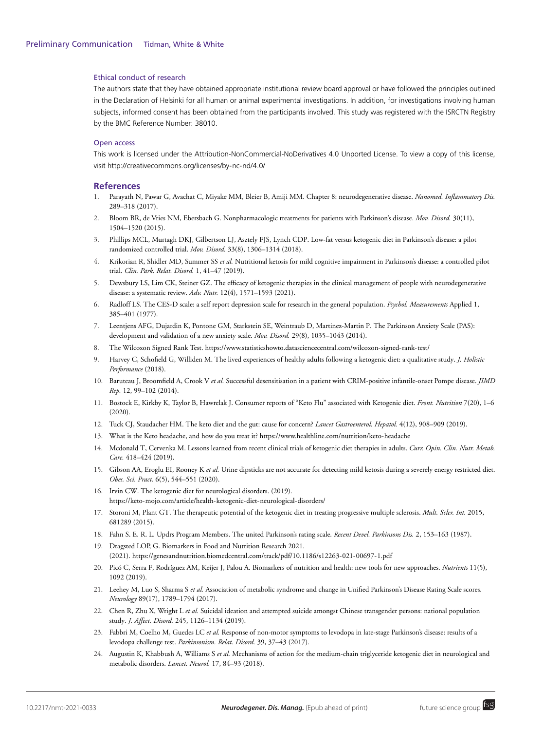### Ethical conduct of research

The authors state that they have obtained appropriate institutional review board approval or have followed the principles outlined in the Declaration of Helsinki for all human or animal experimental investigations. In addition, for investigations involving human subjects, informed consent has been obtained from the participants involved. This study was registered with the ISRCTN Registry by the BMC Reference Number: 38010.

### Open access

This work is licensed under the Attribution-NonCommercial-NoDerivatives 4.0 Unported License. To view a copy of this license, visit http://creativecommons.org/licenses/by-nc-nd/4.0/

## References

1. Parayath N, Pawar G, Avachat C, Miyake MM, Bleier B, Amiji MM. Chapter 8: neurodegenerative disease. *Nanomed. Inflammatory Dis.* 289–318 (2017).
2. Bloom BR, de Vries NM, Ebersbach G. Nonpharmacologic treatments for patients with Parkinson's disease. *Mov. Disord.* 30(11), 1504–1520 (2015).
3. Phillips MCL, Murtagh DKJ, Gilbertson LJ, Asztely FJS, Lynch CDP. Low-fat versus ketogenic diet in Parkinson's disease: a pilot randomized controlled trial. *Mov. Disord.* 33(8), 1306–1314 (2018).
4. Krikorian R, Shidler MD, Summer SS *et al.* Nutritional ketosis for mild cognitive impairment in Parkinson's disease: a controlled pilot trial. *Clin. Park. Relat. Disord.* 1, 41–47 (2019).
5. Dewsbury LS, Lim CK, Steiner GZ. The efficacy of ketogenic therapies in the clinical management of people with neurodegenerative disease: a systematic review. *Adv. Nutr.* 12(4), 1571–1593 (2021).
6. Radloff LS. The CES-D scale: a self report depression scale for research in the general population. *Psychol. Measurements* Applied 1, 385–401 (1977).
7. Leentjens AFG, Dujardin K, Pontone GM, Starkstein SE, Weintraub D, Martinez-Martin P. The Parkinson Anxiety Scale (PAS): development and validation of a new anxiety scale. *Mov. Disord.* 29(8), 1035–1043 (2014).
8. The Wilcoxon Signed Rank Test. https://www.statisticshowto.datasciencecentral.com/wilcoxon-signed-rank-test/
9. Harvey C, Schofield G, Williden M. The lived experiences of healthy adults following a ketogenic diet: a qualitative study. *J. Holistic Performance* (2018).
10. Baruteau J, Broomfield A, Crook V *et al.* Successful desensitisation in a patient with CRIM-positive infantile-onset Pompe disease. *JIMD Rep.* 12, 99–102 (2014).
11. Bostock E, Kirkby K, Taylor B, Hawrelak J. Consumer reports of "Keto Flu" associated with Ketogenic diet. *Front. Nutrition* 7(20), 1–6 (2020).
12. Tuck CJ, Staudacher HM. The keto diet and the gut: cause for concern? *Lancet Gastroenterol. Hepatol.* 4(12), 908–909 (2019).
13. What is the Keto headache, and how do you treat it? https://www.healthline.com/nutrition/keto-headache
14. Mcdonald T, Cervenka M. Lessons learned from recent clinical trials of ketogenic diet therapies in adults. *Curr. Opin. Clin. Nutr. Metab. Care.* 418–424 (2019).
15. Gibson AA, Eroglu EI, Rooney K *et al.* Urine dipsticks are not accurate for detecting mild ketosis during a severely energy restricted diet. *Obes. Sci. Pract.* 6(5), 544–551 (2020).
16. Irvin CW. The ketogenic diet for neurological disorders. (2019). https://keto-mojo.com/article/health-ketogenic-diet-neurological-disorders/
17. Storoni M, Plant GT. The therapeutic potential of the ketogenic diet in treating progressive multiple sclerosis. *Mult. Scler. Int.* 2015, 681289 (2015).
18. Fahn S. E. R. L. Updrs Program Members. The united Parkinson's rating scale. *Recent Devel. Parkinsons Dis.* 2, 153–163 (1987).
19. Dragsted LOP, G. Biomarkers in Food and Nutrition Research 2021. (2021). https://genesandnutrition.biomedcentral.com/track/pdf/10.1186/s12263-021-00697-1.pdf
20. Picó C, Serra F, Rodríguez AM, Keijer J, Palou A. Biomarkers of nutrition and health: new tools for new approaches. *Nutrients* 11(5), 1092 (2019).
21. Leehey M, Luo S, Sharma S *et al.* Association of metabolic syndrome and change in Unified Parkinson's Disease Rating Scale scores. *Neurology* 89(17), 1789–1794 (2017).
22. Chen R, Zhu X, Wright L *et al.* Suicidal ideation and attempted suicide amongst Chinese transgender persons: national population study. *J. Affect. Disord.* 245, 1126–1134 (2019).
23. Fabbri M, Coelho M, Guedes LC *et al.* Response of non-motor symptoms to levodopa in late-stage Parkinson's disease: results of a levodopa challenge test. *Parkinsonism. Relat. Disord.* 39, 37–43 (2017).
24. Augustin K, Khabbush A, Williams S *et al.* Mechanisms of action for the medium-chain triglyceride ketogenic diet in neurological and metabolic disorders. *Lancet. Neurol.* 17, 84–93 (2018).